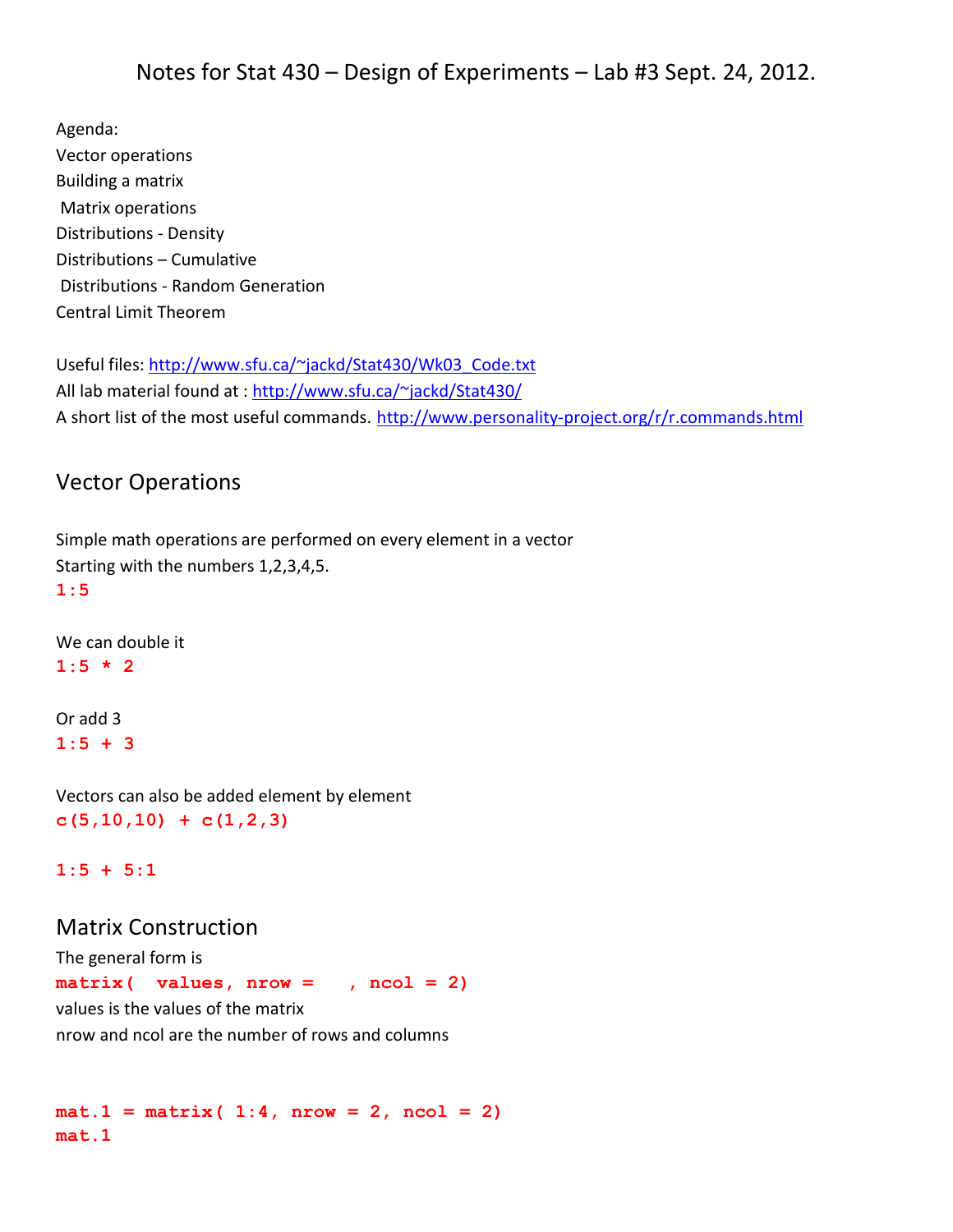# Notes for Stat 430 – Design of Experiments – Lab #3 Sept. 24, 2012.

Agenda:
Vector operations
Building a matrix
Matrix operations
Distributions - Density
Distributions – Cumulative
Distributions - Random Generation
Central Limit Theorem

Useful files: [http://www.sfu.ca/~jackd/Stat430/Wk03_Code.txt](http://www.sfu.ca/~jackd/Stat430/Wk03_Code.txt)
All lab material found at : [http://www.sfu.ca/~jackd/Stat430/](http://www.sfu.ca/~jackd/Stat430/)
A short list of the most useful commands. [http://www.personality-project.org/r/r.commands.html](http://www.personality-project.org/r/r.commands.html)

## Vector Operations

Simple math operations are performed on every element in a vector
Starting with the numbers 1,2,3,4,5.

```
1:5
```

We can double it

```
1:5 * 2
```

Or add 3

```
1:5 + 3
```

Vectors can also be added element by element

```
c(5,10,10) + c(1,2,3)

1:5 + 5:1
```

## Matrix Construction

The general form is

```
matrix(  values, nrow =    , ncol = 2)
```

values is the values of the matrix
nrow and ncol are the number of rows and columns

```
mat.1 = matrix( 1:4, nrow = 2, ncol = 2)
mat.1
```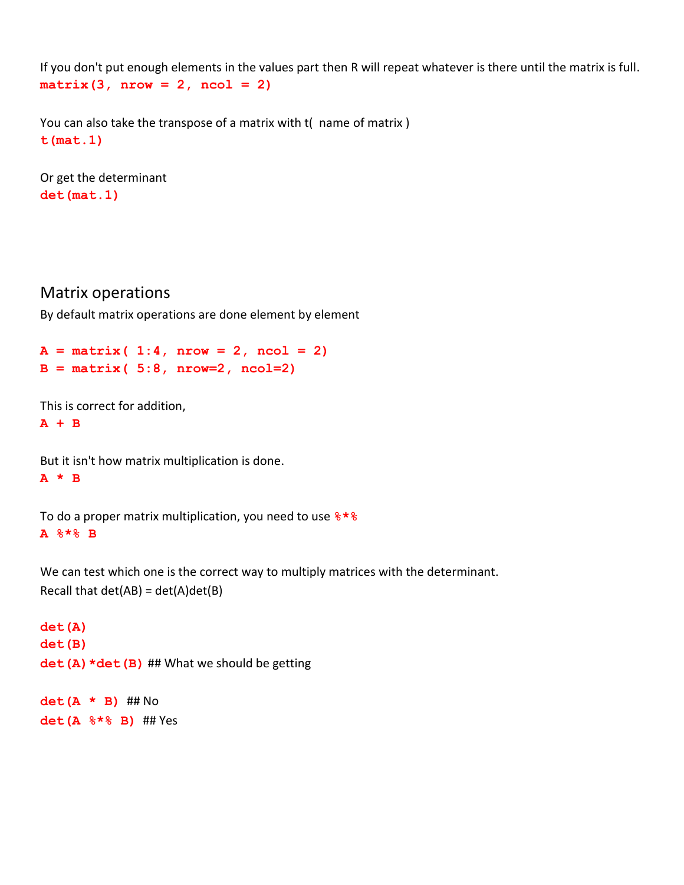If you don't put enough elements in the values part then R will repeat whatever is there until the matrix is full.

```
matrix(3, nrow = 2, ncol = 2)
```

You can also take the transpose of a matrix with t( name of matrix )

```
t(mat.1)
```

Or get the determinant

```
det(mat.1)
```

## Matrix operations

By default matrix operations are done element by element

```
A = matrix( 1:4, nrow = 2, ncol = 2)
B = matrix( 5:8, nrow=2, ncol=2)
```

This is correct for addition,

```
A + B
```

But it isn't how matrix multiplication is done.

```
A * B
```

To do a proper matrix multiplication, you need to use `%*%`

```
A %*% B
```

We can test which one is the correct way to multiply matrices with the determinant.
Recall that det(AB) = det(A)det(B)

```
det(A)
det(B)
det(A)*det(B) ## What we should be getting

det(A * B) ## No
det(A %*% B) ## Yes
```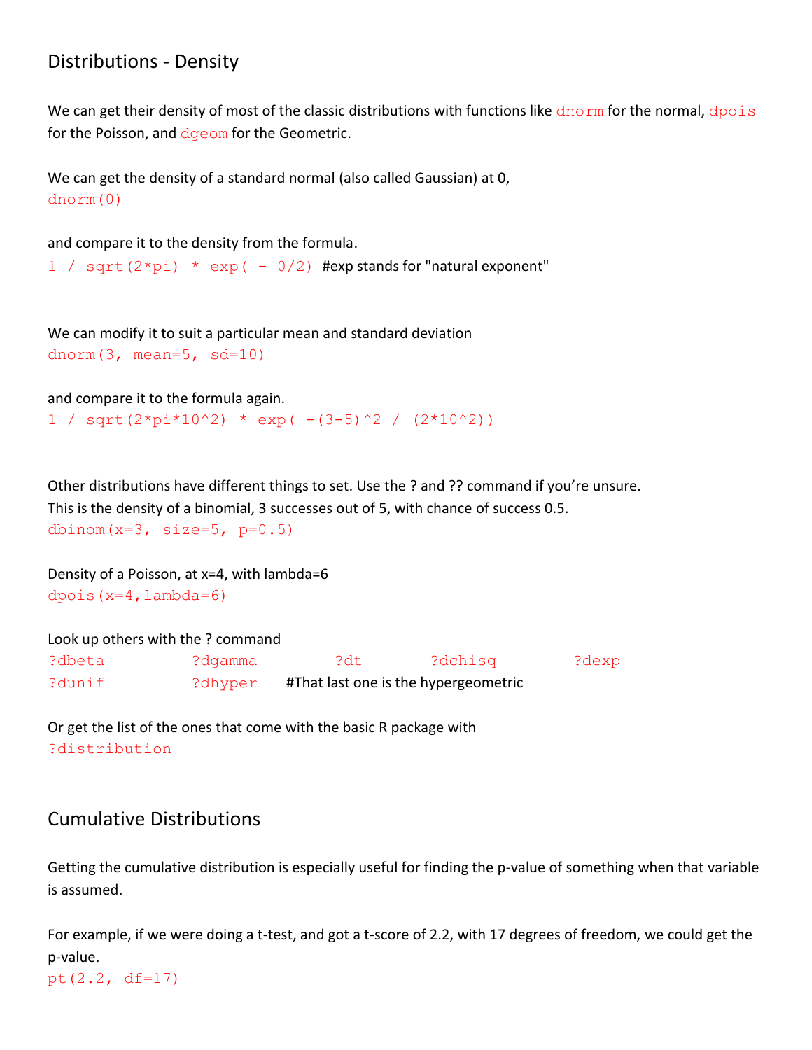## Distributions - Density

We can get their density of most of the classic distributions with functions like `dnorm` for the normal, `dpois` for the Poisson, and `dgeom` for the Geometric.

We can get the density of a standard normal (also called Gaussian) at 0,

```
dnorm(0)
```

and compare it to the density from the formula.

```
1 / sqrt(2*pi) * exp( - 0/2)  #exp stands for "natural exponent"
```

We can modify it to suit a particular mean and standard deviation

```
dnorm(3, mean=5, sd=10)
```

and compare it to the formula again.

```
1 / sqrt(2*pi*10^2) * exp( -(3-5)^2 / (2*10^2))
```

Other distributions have different things to set. Use the ? and ?? command if you're unsure.
This is the density of a binomial, 3 successes out of 5, with chance of success 0.5.

```
dbinom(x=3, size=5, p=0.5)
```

Density of a Poisson, at x=4, with lambda=6

```
dpois(x=4,lambda=6)
```

Look up others with the ? command

```
?dbeta      ?dgamma      ?dt      ?dchisq      ?dexp
?dunif      ?dhyper      #That last one is the hypergeometric
```

Or get the list of the ones that come with the basic R package with

```
?distribution
```

## Cumulative Distributions

Getting the cumulative distribution is especially useful for finding the p-value of something when that variable is assumed.

For example, if we were doing a t-test, and got a t-score of 2.2, with 17 degrees of freedom, we could get the p-value.

```
pt(2.2, df=17)
```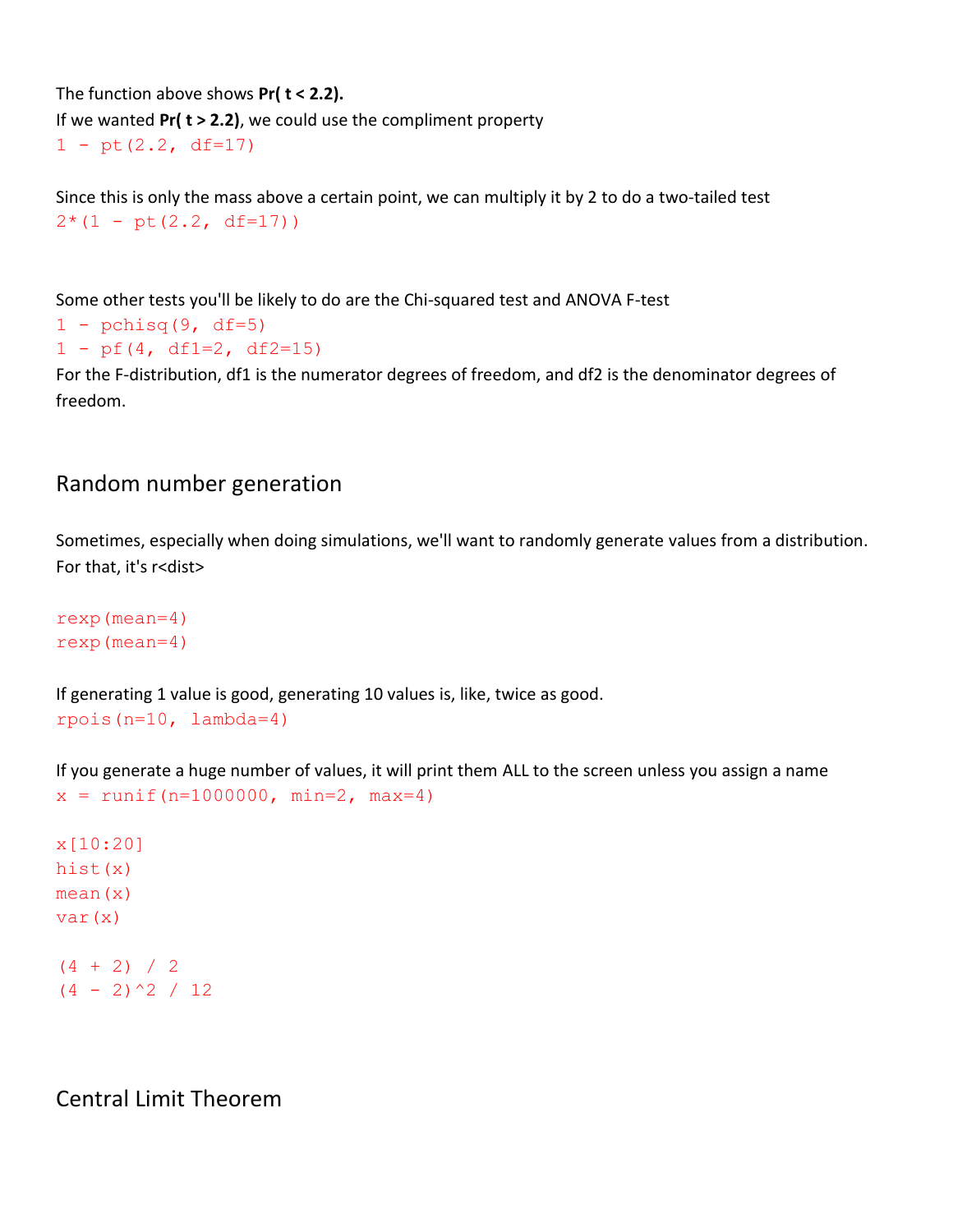The function above shows **Pr( t < 2.2).**
If we wanted **Pr( t > 2.2)**, we could use the compliment property

```
1 - pt(2.2, df=17)
```

Since this is only the mass above a certain point, we can multiply it by 2 to do a two-tailed test

```
2*(1 - pt(2.2, df=17))
```

Some other tests you'll be likely to do are the Chi-squared test and ANOVA F-test

```
1 - pchisq(9, df=5)
1 - pf(4, df1=2, df2=15)
```

For the F-distribution, df1 is the numerator degrees of freedom, and df2 is the denominator degrees of freedom.

## Random number generation

Sometimes, especially when doing simulations, we'll want to randomly generate values from a distribution. For that, it's r<dist>

```
rexp(mean=4)
rexp(mean=4)
```

If generating 1 value is good, generating 10 values is, like, twice as good.

```
rpois(n=10, lambda=4)
```

If you generate a huge number of values, it will print them ALL to the screen unless you assign a name

```
x = runif(n=1000000, min=2, max=4)

x[10:20]
hist(x)
mean(x)
var(x)

(4 + 2) / 2
(4 - 2)^2 / 12
```

## Central Limit Theorem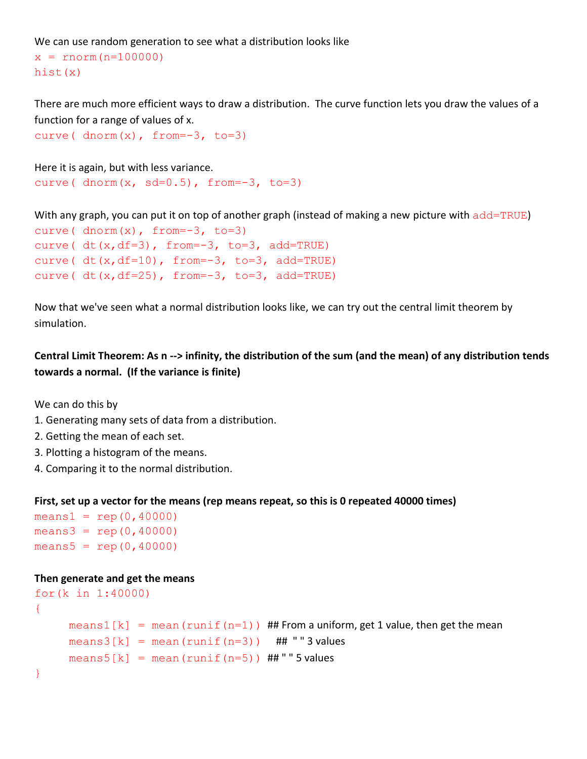We can use random generation to see what a distribution looks like

```
x = rnorm(n=100000)
hist(x)
```

There are much more efficient ways to draw a distribution. The curve function lets you draw the values of a function for a range of values of x.

```
curve( dnorm(x), from=-3, to=3)
```

Here it is again, but with less variance.

```
curve( dnorm(x, sd=0.5), from=-3, to=3)
```

With any graph, you can put it on top of another graph (instead of making a new picture with `add=TRUE`)

```
curve( dnorm(x), from=-3, to=3)
curve( dt(x,df=3), from=-3, to=3, add=TRUE)
curve( dt(x,df=10), from=-3, to=3, add=TRUE)
curve( dt(x,df=25), from=-3, to=3, add=TRUE)
```

Now that we've seen what a normal distribution looks like, we can try out the central limit theorem by simulation.

**Central Limit Theorem: As n --> infinity, the distribution of the sum (and the mean) of any distribution tends towards a normal. (If the variance is finite)**

We can do this by

1. Generating many sets of data from a distribution.
2. Getting the mean of each set.
3. Plotting a histogram of the means.
4. Comparing it to the normal distribution.

**First, set up a vector for the means (rep means repeat, so this is 0 repeated 40000 times)**

```
means1 = rep(0,40000)
means3 = rep(0,40000)
means5 = rep(0,40000)
```

**Then generate and get the means**

```
for(k in 1:40000)
{
      means1[k] = mean(runif(n=1)) ## From a uniform, get 1 value, then get the mean
      means3[k] = mean(runif(n=3))   ## " " 3 values
      means5[k] = mean(runif(n=5)) ## " " 5 values
}
```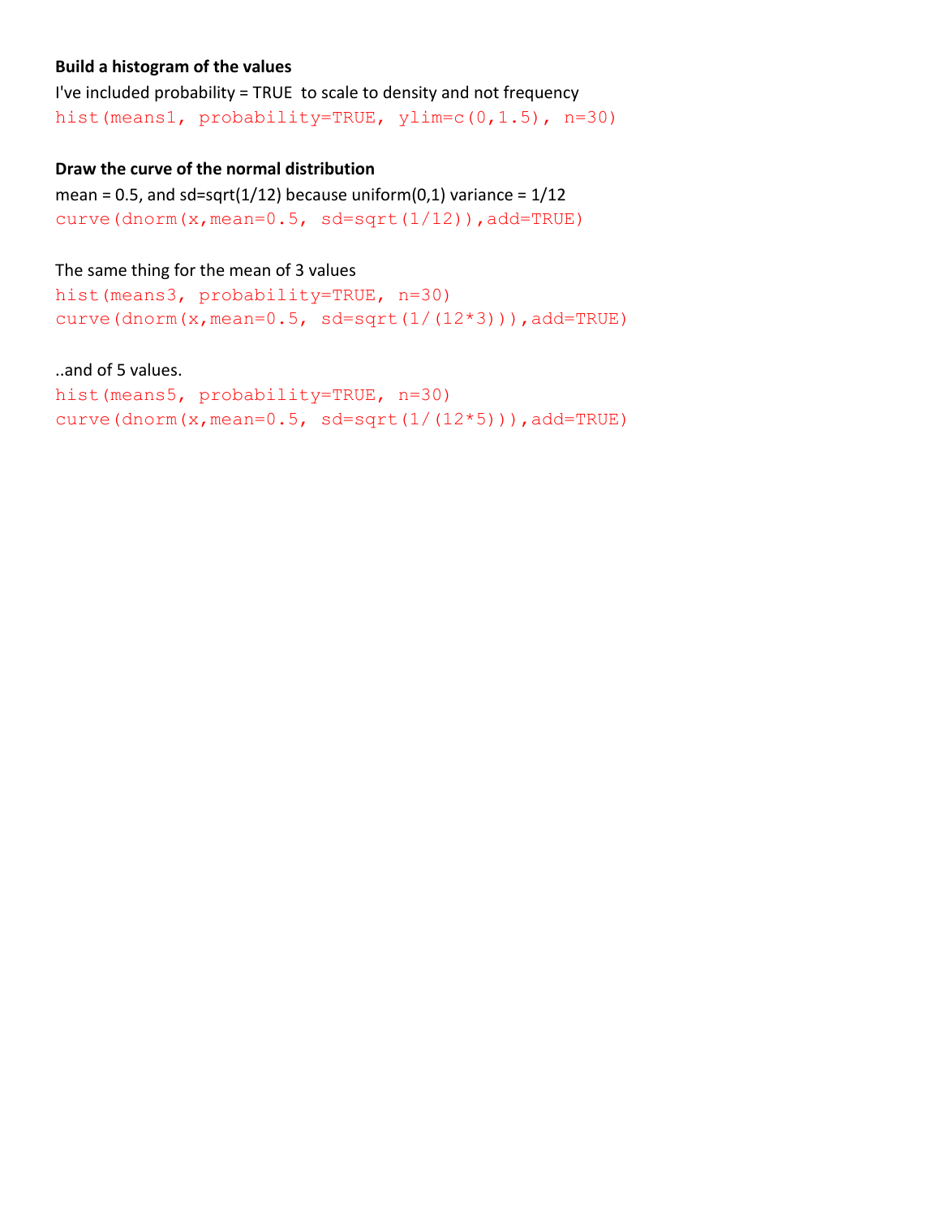**Build a histogram of the values**

I've included probability = TRUE  to scale to density and not frequency

```
hist(means1, probability=TRUE, ylim=c(0,1.5), n=30)
```

**Draw the curve of the normal distribution**

mean = 0.5, and sd=sqrt(1/12) because uniform(0,1) variance = 1/12

```
curve(dnorm(x,mean=0.5, sd=sqrt(1/12)),add=TRUE)
```

The same thing for the mean of 3 values

```
hist(means3, probability=TRUE, n=30)
curve(dnorm(x,mean=0.5, sd=sqrt(1/(12*3))),add=TRUE)
```

..and of 5 values.

```
hist(means5, probability=TRUE, n=30)
curve(dnorm(x,mean=0.5, sd=sqrt(1/(12*5))),add=TRUE)
```